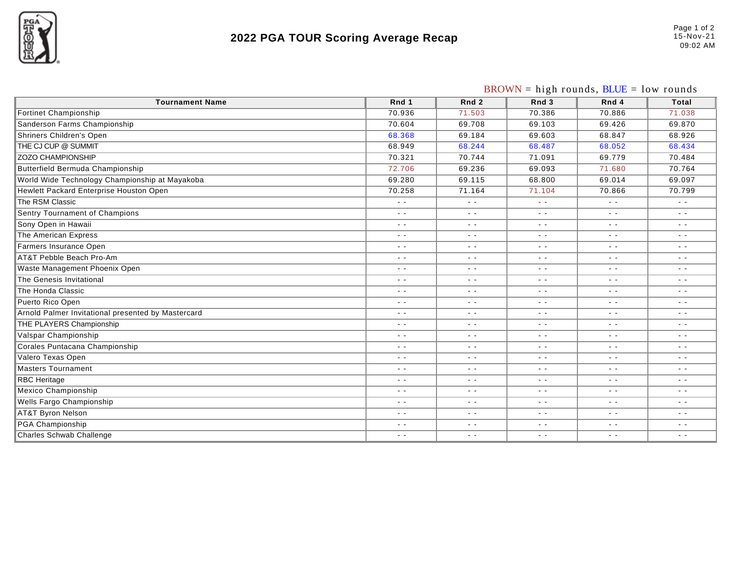# 2022 PGA TOUR Scoring Average Recap

15-Nov-21
09:02 AM

BROWN = high rounds, BLUE = low rounds

| Tournament Name | Rnd 1 | Rnd 2 | Rnd 3 | Rnd 4 | Total |
|---|---|---|---|---|---|
| Fortinet Championship | 70.936 | 71.503 | 70.386 | 70.886 | 71.038 |
| Sanderson Farms Championship | 70.604 | 69.708 | 69.103 | 69.426 | 69.870 |
| Shriners Children's Open | 68.368 | 69.184 | 69.603 | 68.847 | 68.926 |
| THE CJ CUP @ SUMMIT | 68.949 | 68.244 | 68.487 | 68.052 | 68.434 |
| ZOZO CHAMPIONSHIP | 70.321 | 70.744 | 71.091 | 69.779 | 70.484 |
| Butterfield Bermuda Championship | 72.706 | 69.236 | 69.093 | 71.680 | 70.764 |
| World Wide Technology Championship at Mayakoba | 69.280 | 69.115 | 68.800 | 69.014 | 69.097 |
| Hewlett Packard Enterprise Houston Open | 70.258 | 71.164 | 71.104 | 70.866 | 70.799 |
| The RSM Classic | - - | - - | - - | - - | - - |
| Sentry Tournament of Champions | - - | - - | - - | - - | - - |
| Sony Open in Hawaii | - - | - - | - - | - - | - - |
| The American Express | - - | - - | - - | - - | - - |
| Farmers Insurance Open | - - | - - | - - | - - | - - |
| AT&T Pebble Beach Pro-Am | - - | - - | - - | - - | - - |
| Waste Management Phoenix Open | - - | - - | - - | - - | - - |
| The Genesis Invitational | - - | - - | - - | - - | - - |
| The Honda Classic | - - | - - | - - | - - | - - |
| Puerto Rico Open | - - | - - | - - | - - | - - |
| Arnold Palmer Invitational presented by Mastercard | - - | - - | - - | - - | - - |
| THE PLAYERS Championship | - - | - - | - - | - - | - - |
| Valspar Championship | - - | - - | - - | - - | - - |
| Corales Puntacana Championship | - - | - - | - - | - - | - - |
| Valero Texas Open | - - | - - | - - | - - | - - |
| Masters Tournament | - - | - - | - - | - - | - - |
| RBC Heritage | - - | - - | - - | - - | - - |
| Mexico Championship | - - | - - | - - | - - | - - |
| Wells Fargo Championship | - - | - - | - - | - - | - - |
| AT&T Byron Nelson | - - | - - | - - | - - | - - |
| PGA Championship | - - | - - | - - | - - | - - |
| Charles Schwab Challenge | - - | - - | - - | - - | - - |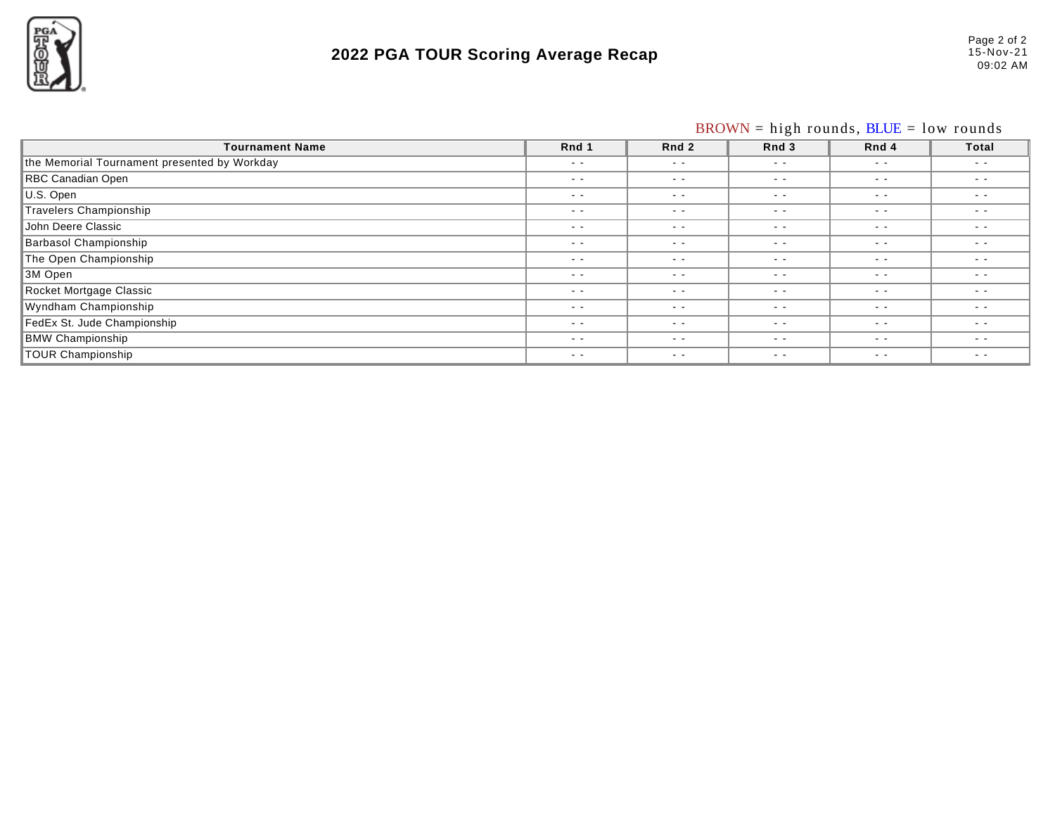# 2022 PGA TOUR Scoring Average Recap

BROWN = high rounds, BLUE = low rounds

| Tournament Name | Rnd 1 | Rnd 2 | Rnd 3 | Rnd 4 | Total |
|---|---|---|---|---|---|
| the Memorial Tournament presented by Workday | - - | - - | - - | - - | - - |
| RBC Canadian Open | - - | - - | - - | - - | - - |
| U.S. Open | - - | - - | - - | - - | - - |
| Travelers Championship | - - | - - | - - | - - | - - |
| John Deere Classic | - - | - - | - - | - - | - - |
| Barbasol Championship | - - | - - | - - | - - | - - |
| The Open Championship | - - | - - | - - | - - | - - |
| 3M Open | - - | - - | - - | - - | - - |
| Rocket Mortgage Classic | - - | - - | - - | - - | - - |
| Wyndham Championship | - - | - - | - - | - - | - - |
| FedEx St. Jude Championship | - - | - - | - - | - - | - - |
| BMW Championship | - - | - - | - - | - - | - - |
| TOUR Championship | - - | - - | - - | - - | - - |